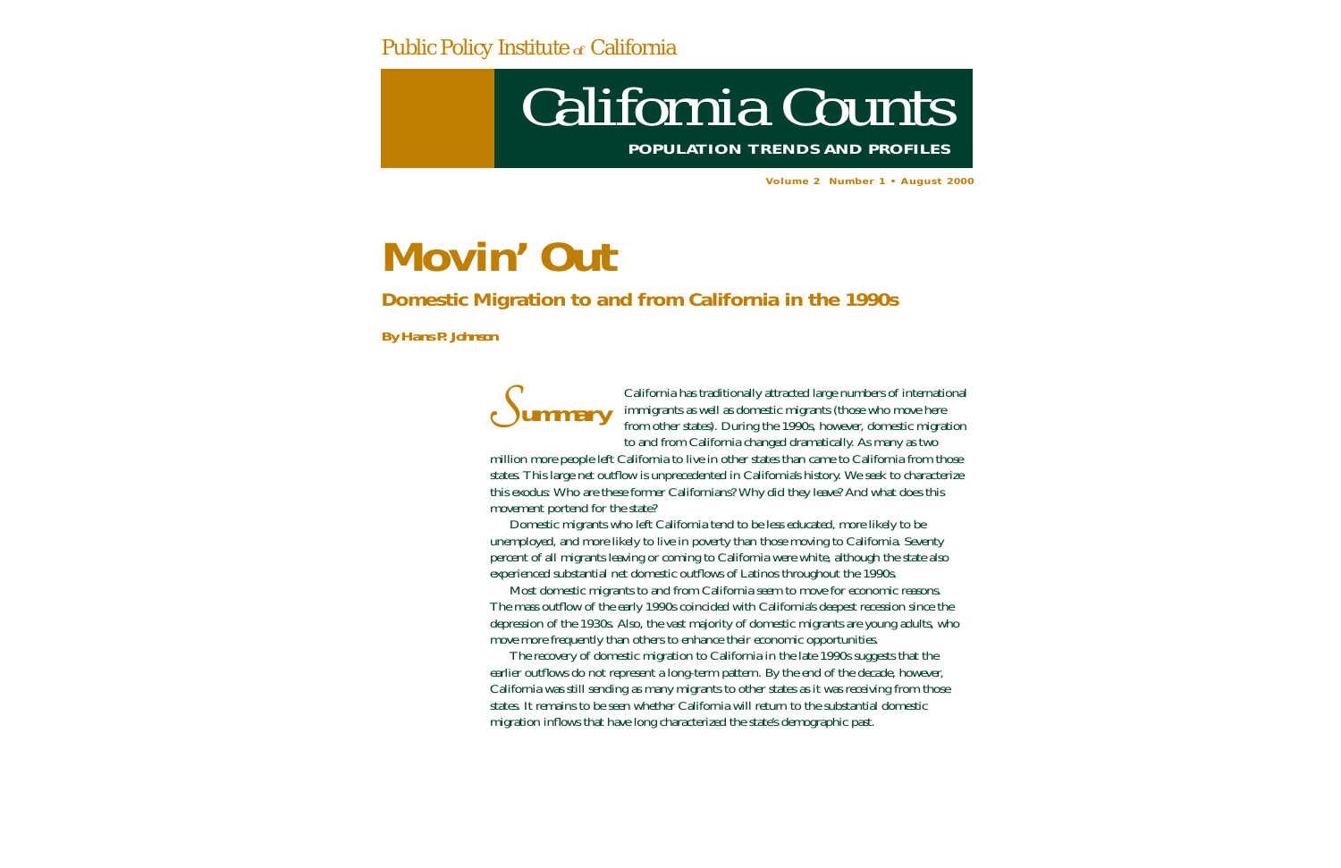Public Policy Institute of California

# California Counts

**POPULATION TRENDS AND PROFILES**

**Volume 2 Number 1 • August 2000**

# Movin' Out

## Domestic Migration to and from California in the 1990s

**By Hans P. Johnson**

### Summary

California has traditionally attracted large numbers of international immigrants as well as domestic migrants (those who move here from other states). During the 1990s, however, domestic migration to and from California changed dramatically. As many as two million more people left California to live in other states than came to California from those states. This large net outflow is unprecedented in California's history. We seek to characterize this exodus: Who are these former Californians? Why did they leave? And what does this movement portend for the state?

Domestic migrants who left California tend to be less educated, more likely to be unemployed, and more likely to live in poverty than those moving to California. Seventy percent of all migrants leaving or coming to California were white, although the state also experienced substantial net domestic outflows of Latinos throughout the 1990s.

Most domestic migrants to and from California seem to move for economic reasons. The mass outflow of the early 1990s coincided with California's deepest recession since the depression of the 1930s. Also, the vast majority of domestic migrants are young adults, who move more frequently than others to enhance their economic opportunities.

The recovery of domestic migration to California in the late 1990s suggests that the earlier outflows do not represent a long-term pattern. By the end of the decade, however, California was still sending as many migrants to other states as it was receiving from those states. It remains to be seen whether California will return to the substantial domestic migration inflows that have long characterized the state's demographic past.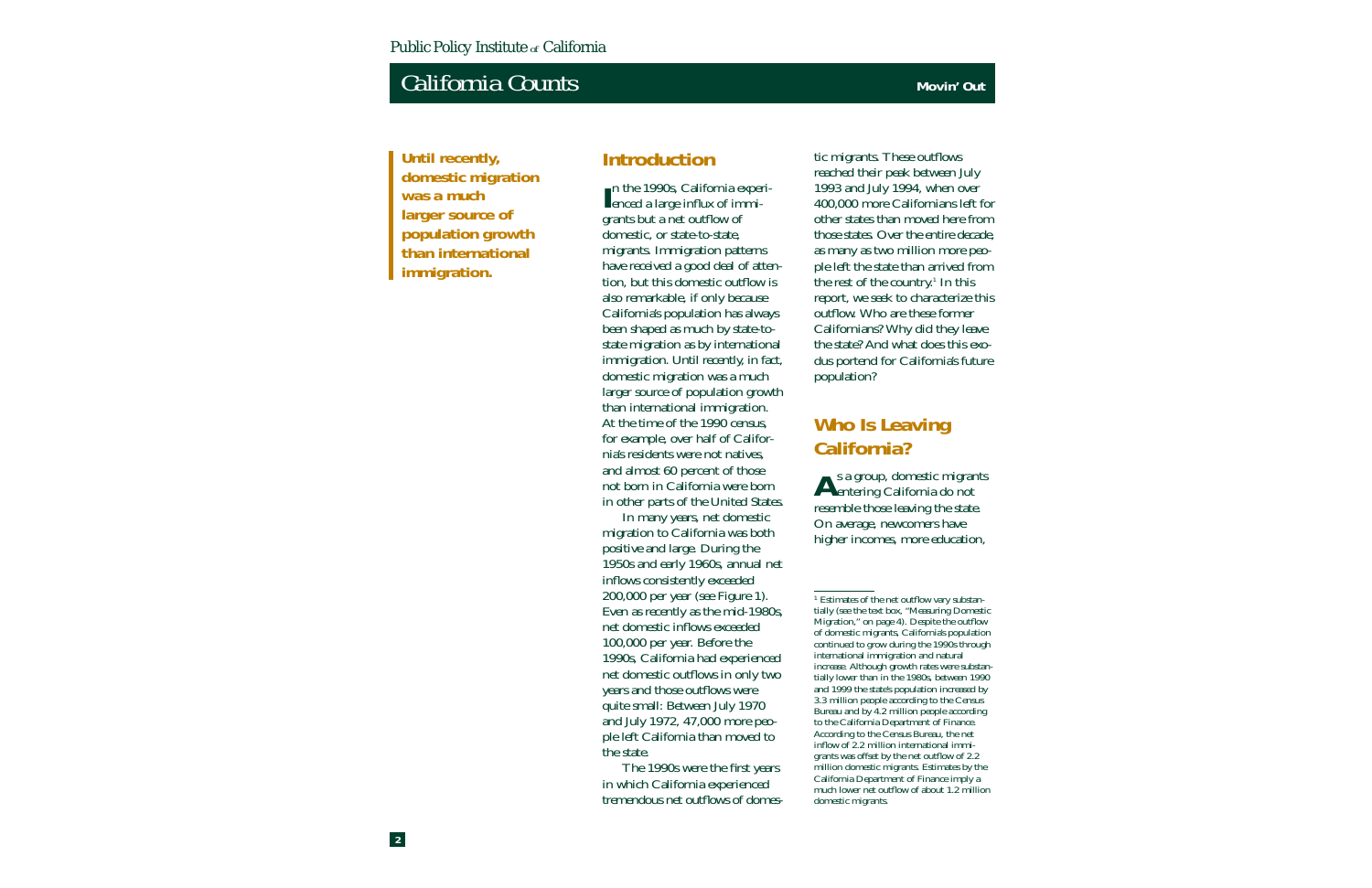**Until recently, domestic migration was a much larger source of population growth than international immigration.**

## Introduction

In the 1990s, California experienced a large influx of immigrants but a net outflow of domestic, or state-to-state, migrants. Immigration patterns have received a good deal of attention, but this domestic outflow is also remarkable, if only because California's population has always been shaped as much by state-to-state migration as by international immigration. Until recently, in fact, domestic migration was a much larger source of population growth than international immigration. At the time of the 1990 census, for example, over half of California's residents were not natives, and almost 60 percent of those not born in California were born in other parts of the United States.

In many years, net domestic migration to California was both positive and large. During the 1950s and early 1960s, annual net inflows consistently exceeded 200,000 per year (see Figure 1). Even as recently as the mid-1980s, net domestic inflows exceeded 100,000 per year. Before the 1990s, California had experienced net domestic outflows in only two years and those outflows were quite small: Between July 1970 and July 1972, 47,000 more people left California than moved to the state.

The 1990s were the first years in which California experienced tremendous net outflows of domestic migrants. These outflows reached their peak between July 1993 and July 1994, when over 400,000 more Californians left for other states than moved here from those states. Over the entire decade, as many as two million more people left the state than arrived from the rest of the country.[1] In this report, we seek to characterize this outflow. Who are these former Californians? Why did they leave the state? And what does this exodus portend for California's future population?

## Who Is Leaving California?

As a group, domestic migrants entering California do not resemble those leaving the state. On average, newcomers have higher incomes, more education,

---

[1] Estimates of the net outflow vary substantially (see the text box, "Measuring Domestic Migration," on page 4). Despite the outflow of domestic migrants, California's population continued to grow during the 1990s through international immigration and natural increase. Although growth rates were substantially lower than in the 1980s, between 1990 and 1999 the state's population increased by 3.3 million people according to the Census Bureau and by 4.2 million people according to the California Department of Finance. According to the Census Bureau, the net inflow of 2.2 million international immigrants was offset by the net outflow of 2.2 million domestic migrants. Estimates by the California Department of Finance imply a much lower net outflow of about 1.2 million domestic migrants.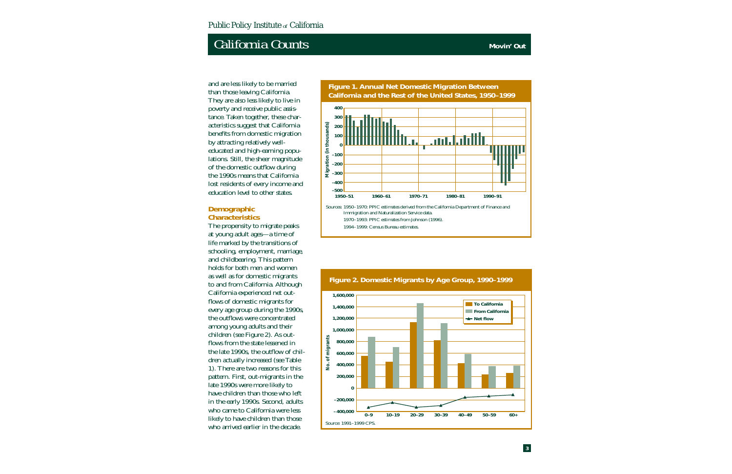and are less likely to be married than those leaving California. They are also less likely to live in poverty and receive public assistance. Taken together, these characteristics suggest that California benefits from domestic migration by attracting relatively well-educated and high-earning populations. Still, the sheer magnitude of the domestic outflow during the 1990s means that California lost residents of every income and education level to other states.

## Demographic Characteristics

The propensity to migrate peaks at young adult ages—a time of life marked by the transitions of schooling, employment, marriage, and childbearing. This pattern holds for both men and women as well as for domestic migrants to and from California. Although California experienced net outflows of domestic migrants for every age group during the 1990s, the outflows were concentrated among young adults and their children (see Figure 2). As outflows from the state lessened in the late 1990s, the outflow of children actually increased (see Table 1). There are two reasons for this pattern. First, out-migrants in the late 1990s were more likely to have children than those who left in the early 1990s. Second, adults who came to California were less likely to have children than those who arrived earlier in the decade.

**Figure 1. Annual Net Domestic Migration Between California and the Rest of the United States, 1950–1999**

Sources: 1950–1970: PPIC estimates derived from the California Department of Finance and Immigration and Naturalization Service data.
1970–1993: PPIC estimates from Johnson (1996).
1994–1999: Census Bureau estimates.

**Figure 2. Domestic Migrants by Age Group, 1990–1999**

Source: 1991–1999 CPS.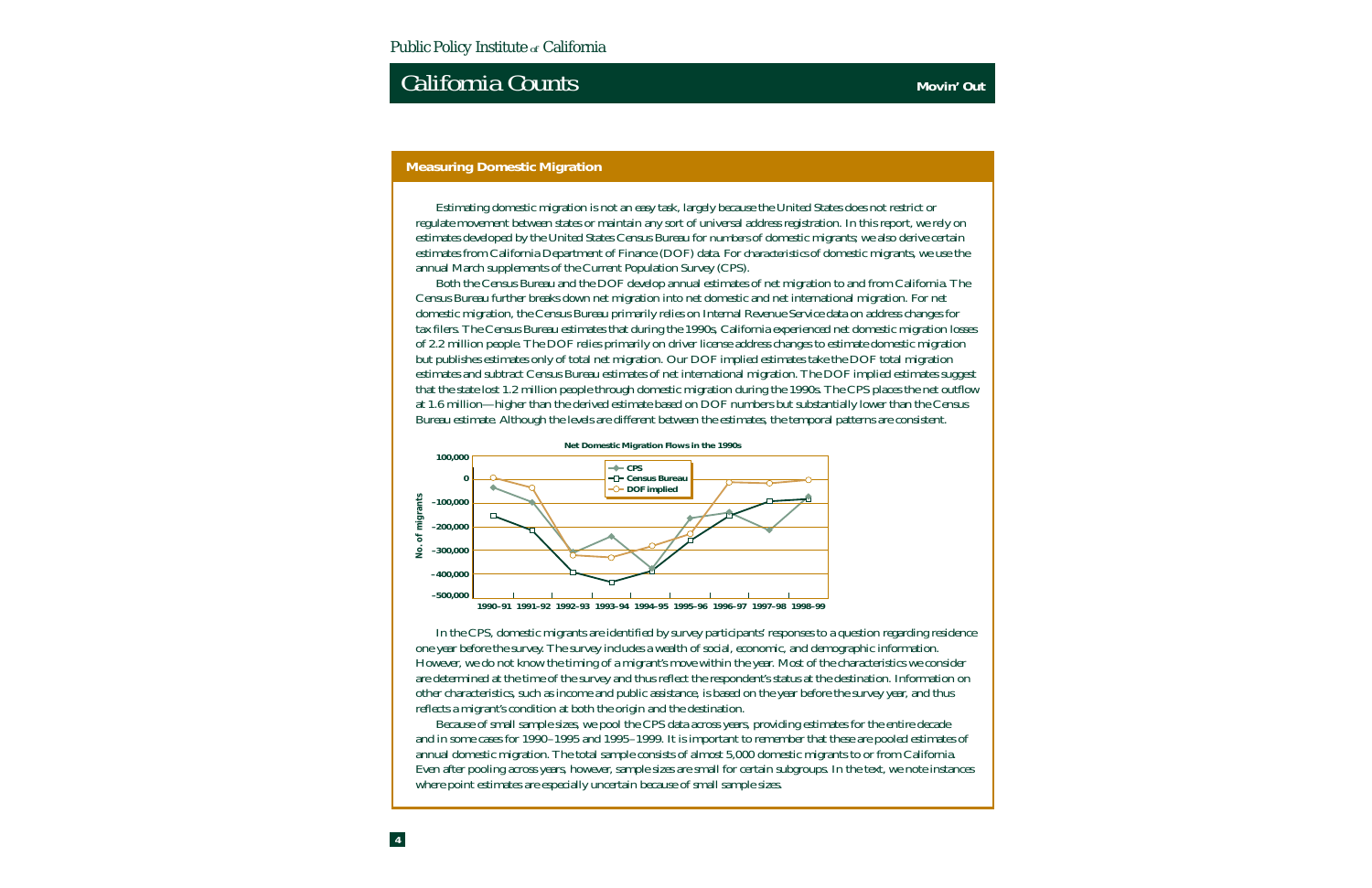## Measuring Domestic Migration

Estimating domestic migration is not an easy task, largely because the United States does not restrict or regulate movement between states or maintain any sort of universal address registration. In this report, we rely on estimates developed by the United States Census Bureau for numbers of domestic migrants; we also derive certain estimates from California Department of Finance (DOF) data. For characteristics of domestic migrants, we use the annual March supplements of the Current Population Survey (CPS).

Both the Census Bureau and the DOF develop annual estimates of net migration to and from California. The Census Bureau further breaks down net migration into net domestic and net international migration. For net domestic migration, the Census Bureau primarily relies on Internal Revenue Service data on address changes for tax filers. The Census Bureau estimates that during the 1990s, California experienced net domestic migration losses of 2.2 million people. The DOF relies primarily on driver license address changes to estimate domestic migration but publishes estimates only of total net migration. Our DOF implied estimates take the DOF total migration estimates and subtract Census Bureau estimates of net international migration. The DOF implied estimates suggest that the state lost 1.2 million people through domestic migration during the 1990s. The CPS places the net outflow at 1.6 million—higher than the derived estimate based on DOF numbers but substantially lower than the Census Bureau estimate. Although the levels are different between the estimates, the temporal patterns are consistent.

**Net Domestic Migration Flows in the 1990s**

In the CPS, domestic migrants are identified by survey participants' responses to a question regarding residence one year before the survey. The survey includes a wealth of social, economic, and demographic information. However, we do not know the timing of a migrant's move within the year. Most of the characteristics we consider are determined at the time of the survey and thus reflect the respondent's status at the destination. Information on other characteristics, such as income and public assistance, is based on the year before the survey year, and thus reflects a migrant's condition at both the origin and the destination.

Because of small sample sizes, we pool the CPS data across years, providing estimates for the entire decade and in some cases for 1990–1995 and 1995–1999. It is important to remember that these are pooled estimates of annual domestic migration. The total sample consists of almost 5,000 domestic migrants to or from California. Even after pooling across years, however, sample sizes are small for certain subgroups. In the text, we note instances where point estimates are especially uncertain because of small sample sizes.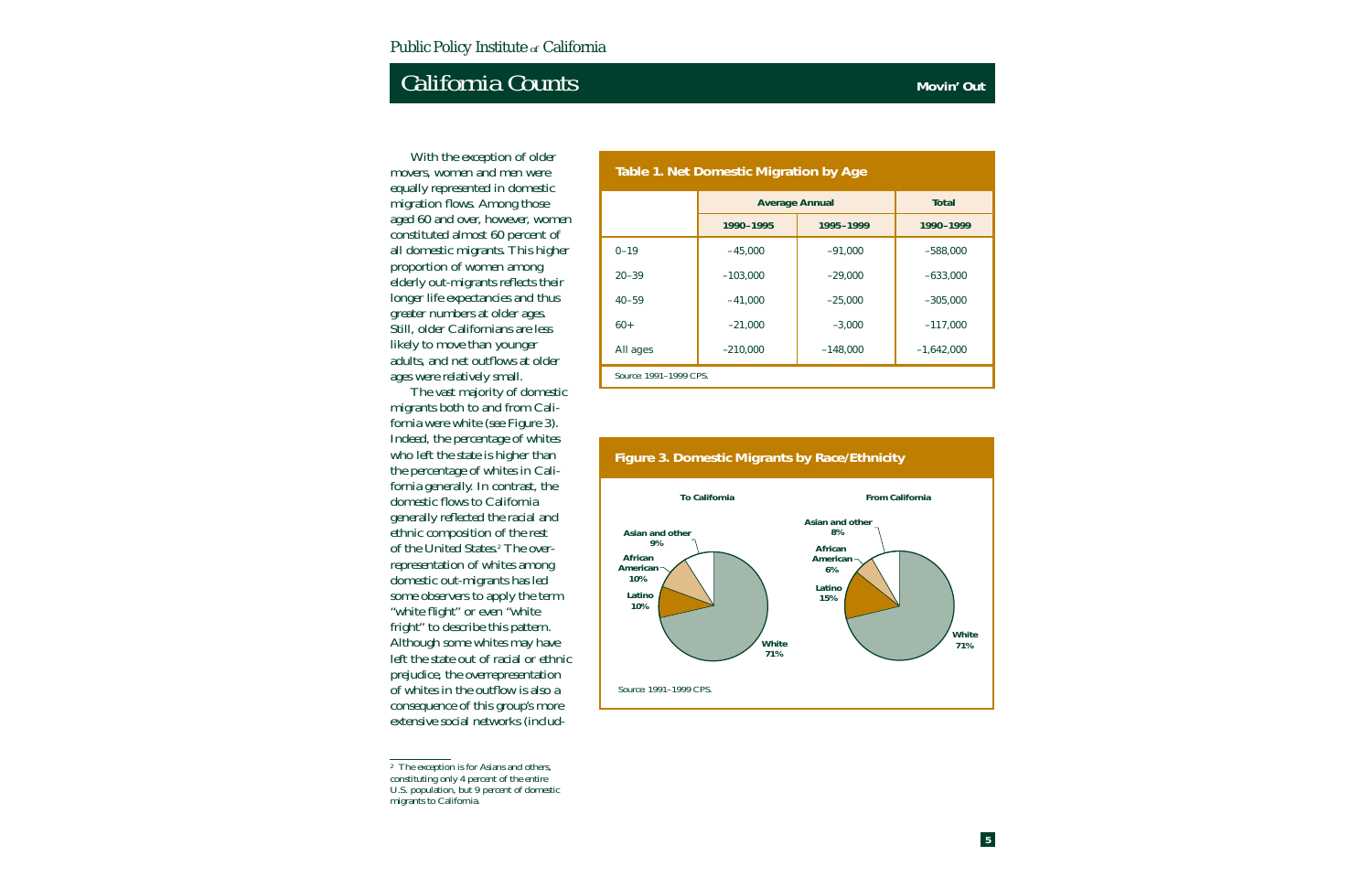With the exception of older movers, women and men were equally represented in domestic migration flows. Among those aged 60 and over, however, women constituted almost 60 percent of all domestic migrants. This higher proportion of women among elderly out-migrants reflects their longer life expectancies and thus greater numbers at older ages. Still, older Californians are less likely to move than younger adults, and net outflows at older ages were relatively small.

The vast majority of domestic migrants both to and from California were white (see Figure 3). Indeed, the percentage of whites who left the state is higher than the percentage of whites in California generally. In contrast, the domestic flows to California generally reflected the racial and ethnic composition of the rest of the United States.[2] The overrepresentation of whites among domestic out-migrants has led some observers to apply the term "white flight" or even "white fright" to describe this pattern. Although some whites may have left the state out of racial or ethnic prejudice, the overrepresentation of whites in the outflow is also a consequence of this group's more extensive social networks (includ-

**Table 1. Net Domestic Migration by Age**

| | Average Annual | | Total |
|---|---|---|---|
| | 1990–1995 | 1995–1999 | 1990–1999 |
| 0–19 | –45,000 | –91,000 | –588,000 |
| 20–39 | –103,000 | –29,000 | –633,000 |
| 40–59 | –41,000 | –25,000 | –305,000 |
| 60+ | –21,000 | –3,000 | –117,000 |
| All ages | –210,000 | –148,000 | –1,642,000 |

*Source:* 1991–1999 CPS.

**Figure 3. Domestic Migrants by Race/Ethnicity**

| | To California | From California |
|---|---|---|
| White | 71% | 71% |
| Latino | 10% | 15% |
| African American | 10% | 6% |
| Asian and other | 9% | 8% |

*Source:* 1991–1999 CPS.

---

[2] The exception is for Asians and others, constituting only 4 percent of the entire U.S. population, but 9 percent of domestic migrants to California.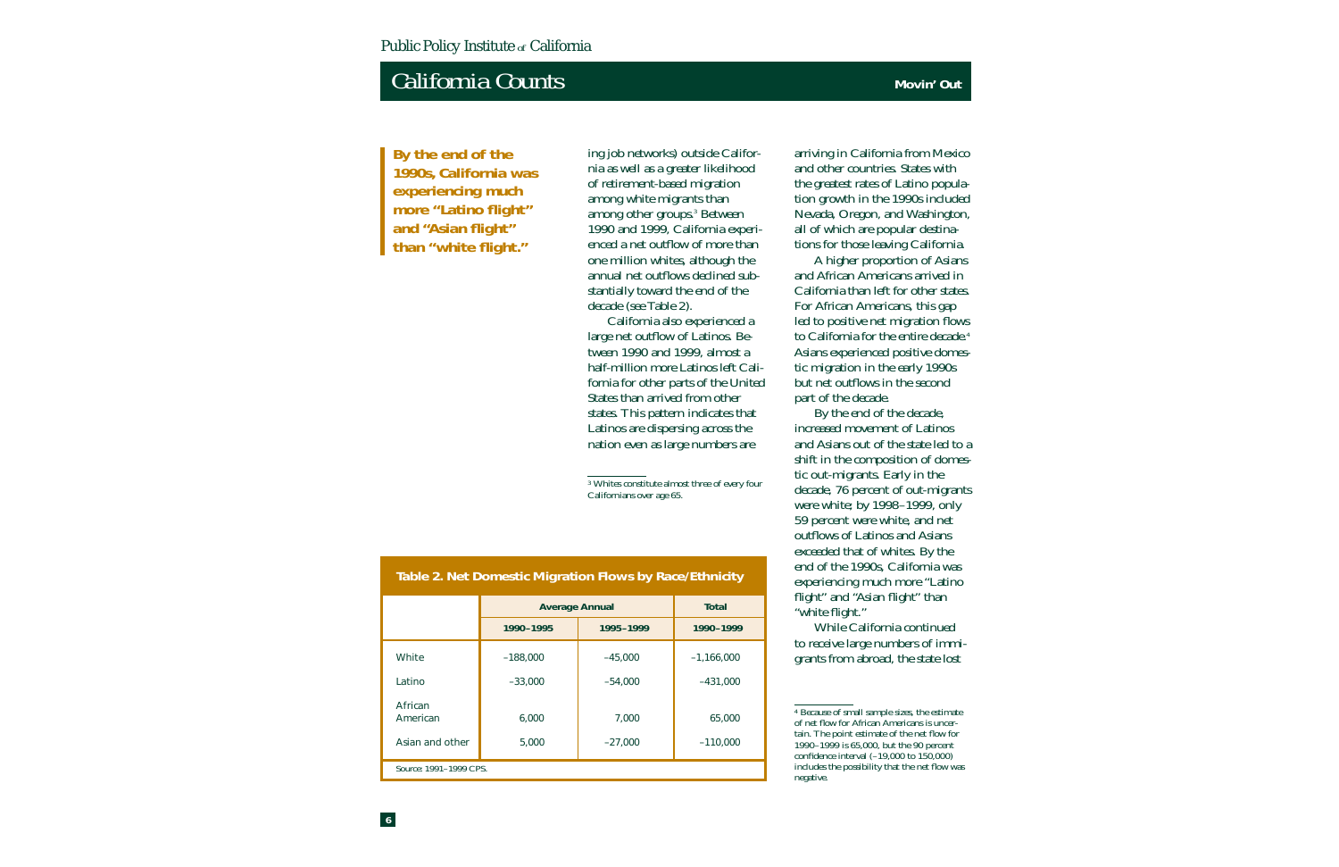**By the end of the 1990s, California was experiencing much more "Latino flight" and "Asian flight" than "white flight."**

ing job networks) outside California as well as a greater likelihood of retirement-based migration among white migrants than among other groups.[3] Between 1990 and 1999, California experienced a net outflow of more than one million whites, although the annual net outflows declined substantially toward the end of the decade (see Table 2).

California also experienced a large net outflow of Latinos. Between 1990 and 1999, almost a half-million more Latinos left California for other parts of the United States than arrived from other states. This pattern indicates that Latinos are dispersing across the nation even as large numbers are arriving in California from Mexico and other countries. States with the greatest rates of Latino population growth in the 1990s included Nevada, Oregon, and Washington, all of which are popular destinations for those leaving California.

A higher proportion of Asians and African Americans arrived in California than left for other states. For African Americans, this gap led to positive net migration flows to California for the entire decade.[4] Asians experienced positive domestic migration in the early 1990s but net outflows in the second part of the decade.

By the end of the decade, increased movement of Latinos and Asians out of the state led to a shift in the composition of domestic out-migrants. Early in the decade, 76 percent of out-migrants were white; by 1998–1999, only 59 percent were white, and net outflows of Latinos and Asians exceeded that of whites. By the end of the 1990s, California was experiencing much more "Latino flight" and "Asian flight" than "white flight."

While California continued to receive large numbers of immigrants from abroad, the state lost

**Table 2. Net Domestic Migration Flows by Race/Ethnicity**

| | Average Annual | | Total |
|---|---|---|---|
| | 1990–1995 | 1995–1999 | 1990–1999 |
| White | –188,000 | –45,000 | –1,166,000 |
| Latino | –33,000 | –54,000 | –431,000 |
| African American | 6,000 | 7,000 | 65,000 |
| Asian and other | 5,000 | –27,000 | –110,000 |

Source: 1991–1999 CPS.

---

[3] Whites constitute almost three of every four Californians over age 65.

[4] Because of small sample sizes, the estimate of net flow for African Americans is uncertain. The point estimate of the net flow for 1990–1999 is 65,000, but the 90 percent confidence interval (–19,000 to 150,000) includes the possibility that the net flow was negative.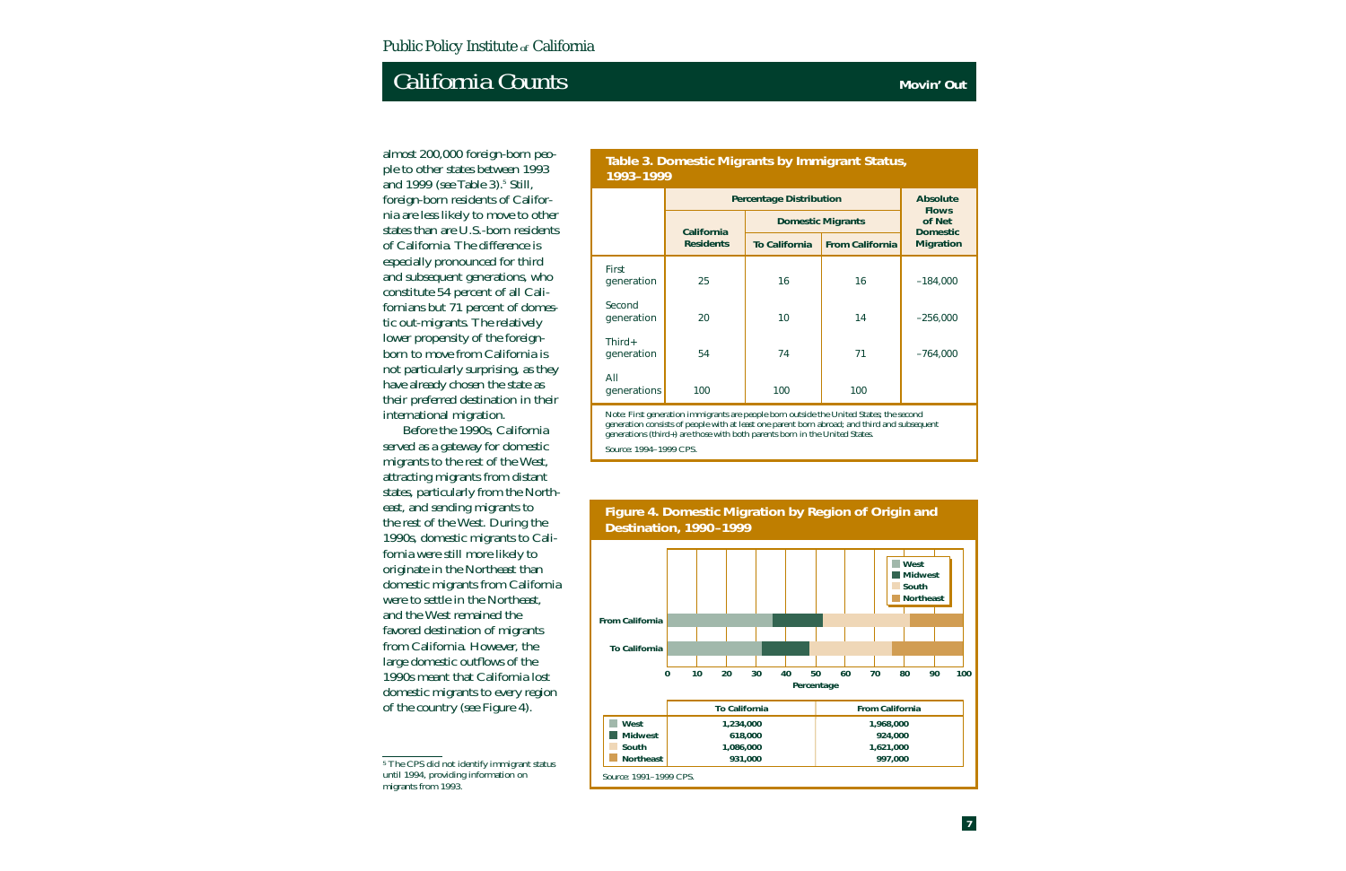almost 200,000 foreign-born people to other states between 1993 and 1999 (see Table 3).[5] Still, foreign-born residents of California are less likely to move to other states than are U.S.-born residents of California. The difference is especially pronounced for third and subsequent generations, who constitute 54 percent of all Californians but 71 percent of domestic out-migrants. The relatively lower propensity of the foreign-born to move from California is not particularly surprising, as they have already chosen the state as their preferred destination in their international migration.

Before the 1990s, California served as a gateway for domestic migrants to the rest of the West, attracting migrants from distant states, particularly from the Northeast, and sending migrants to the rest of the West. During the 1990s, domestic migrants to California were still more likely to originate in the Northeast than domestic migrants from California were to settle in the Northeast, and the West remained the favored destination of migrants from California. However, the large domestic outflows of the 1990s meant that California lost domestic migrants to every region of the country (see Figure 4).

[5] The CPS did not identify immigrant status until 1994, providing information on migrants from 1993.

**Table 3. Domestic Migrants by Immigrant Status, 1993–1999**

| | Percentage Distribution | | | Absolute Flows of Net Domestic Migration |
|---|---|---|---|---|
| | California Residents | Domestic Migrants: To California | Domestic Migrants: From California | |
| First generation | 25 | 16 | 16 | –184,000 |
| Second generation | 20 | 10 | 14 | –256,000 |
| Third+ generation | 54 | 74 | 71 | –764,000 |
| All generations | 100 | 100 | 100 | |

Note: First generation immigrants are people born outside the United States; the second generation consists of people with at least one parent born abroad; and third and subsequent generations (third+) are those with both parents born in the United States.

Source: 1994–1999 CPS.

**Figure 4. Domestic Migration by Region of Origin and Destination, 1990–1999**

| | To California | From California |
|---|---|---|
| West | 1,234,000 | 1,968,000 |
| Midwest | 618,000 | 924,000 |
| South | 1,086,000 | 1,621,000 |
| Northeast | 931,000 | 997,000 |

Source: 1991–1999 CPS.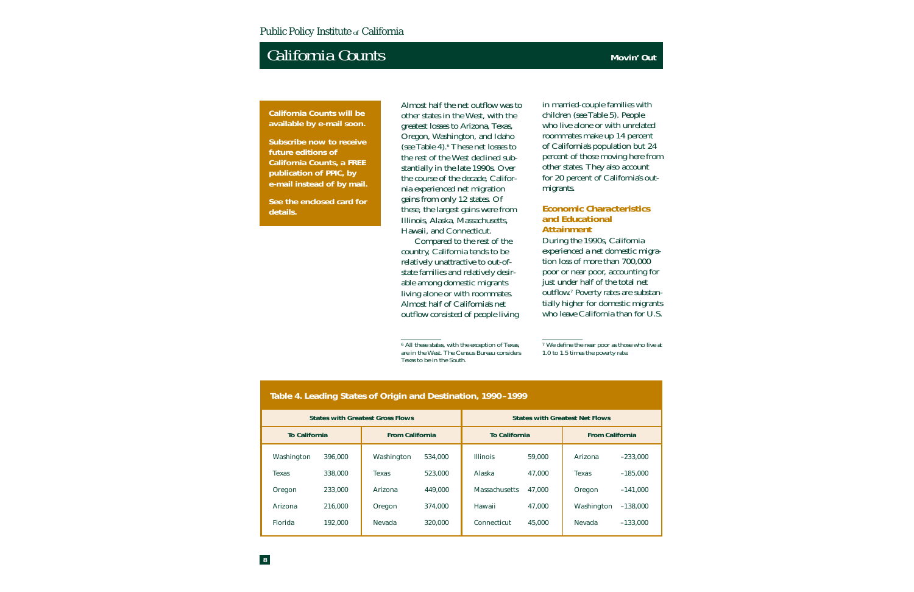California Counts will be available by e-mail soon.

Subscribe now to receive future editions of California Counts, a FREE publication of PPIC, by e-mail instead of by mail.

See the enclosed card for details.

Almost half the net outflow was to other states in the West, with the greatest losses to Arizona, Texas, Oregon, Washington, and Idaho (see Table 4).[6] These net losses to the rest of the West declined substantially in the late 1990s. Over the course of the decade, California experienced net migration gains from only 12 states. Of these, the largest gains were from Illinois, Alaska, Massachusetts, Hawaii, and Connecticut.

Compared to the rest of the country, California tends to be relatively unattractive to out-of-state families and relatively desirable among domestic migrants living alone or with roommates. Almost half of California's net outflow consisted of people living in married-couple families with children (see Table 5). People who live alone or with unrelated roommates make up 14 percent of California's population but 24 percent of those moving here from other states. They also account for 20 percent of California's out-migrants.

### Economic Characteristics and Educational Attainment

During the 1990s, California experienced a net domestic migration loss of more than 700,000 poor or near poor, accounting for just under half of the total net outflow.[7] Poverty rates are substantially higher for domestic migrants who leave California than for U.S.

[6] All these states, with the exception of Texas, are in the West. The Census Bureau considers Texas to be in the South.

[7] We define the near poor as those who live at 1.0 to 1.5 times the poverty rate.

**Table 4. Leading States of Origin and Destination, 1990–1999**

| States with Greatest Gross Flows | | | | States with Greatest Net Flows | | | |
|---|---|---|---|---|---|---|---|
| To California | | From California | | To California | | From California | |
| Washington | 396,000 | Washington | 534,000 | Illinois | 59,000 | Arizona | –233,000 |
| Texas | 338,000 | Texas | 523,000 | Alaska | 47,000 | Texas | –185,000 |
| Oregon | 233,000 | Arizona | 449,000 | Massachusetts | 47,000 | Oregon | –141,000 |
| Arizona | 216,000 | Oregon | 374,000 | Hawaii | 47,000 | Washington | –138,000 |
| Florida | 192,000 | Nevada | 320,000 | Connecticut | 45,000 | Nevada | –133,000 |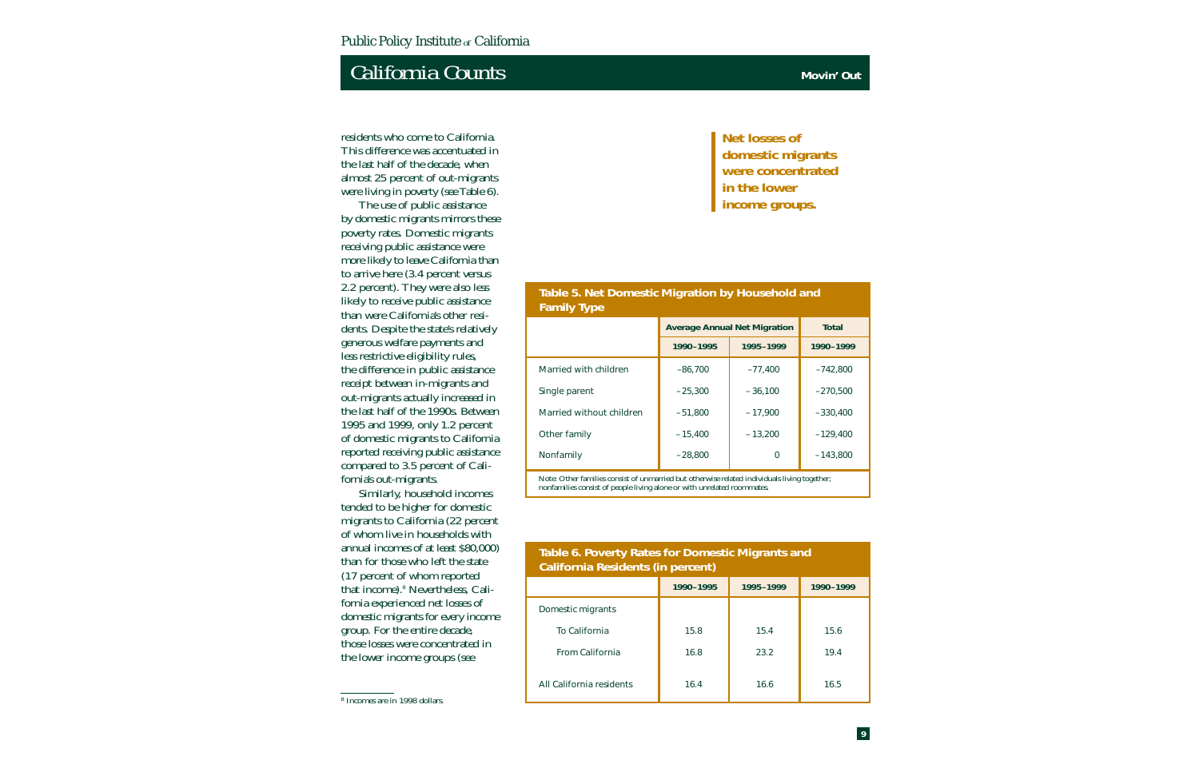residents who come to California. This difference was accentuated in the last half of the decade, when almost 25 percent of out-migrants were living in poverty (see Table 6).

The use of public assistance by domestic migrants mirrors these poverty rates. Domestic migrants receiving public assistance were more likely to leave California than to arrive here (3.4 percent versus 2.2 percent). They were also less likely to receive public assistance than were California's other residents. Despite the state's relatively generous welfare payments and less restrictive eligibility rules, the difference in public assistance receipt between in-migrants and out-migrants actually increased in the last half of the 1990s. Between 1995 and 1999, only 1.2 percent of domestic migrants to California reported receiving public assistance compared to 3.5 percent of California's out-migrants.

Similarly, household incomes tended to be higher for domestic migrants to California (22 percent of whom live in households with annual incomes of at least $80,000) than for those who left the state (17 percent of whom reported that income).[8] Nevertheless, California experienced net losses of domestic migrants for every income group. For the entire decade, those losses were concentrated in the lower income groups (see

[8] Incomes are in 1998 dollars.

**Net losses of domestic migrants were concentrated in the lower income groups.**

**Table 5. Net Domestic Migration by Household and Family Type**

| | Average Annual Net Migration | | Total |
|---|---|---|---|
| | 1990–1995 | 1995–1999 | 1990–1999 |
| Married with children | –86,700 | –77,400 | –742,800 |
| Single parent | –25,300 | –36,100 | –270,500 |
| Married without children | –51,800 | –17,900 | –330,400 |
| Other family | –15,400 | –13,200 | –129,400 |
| Nonfamily | –28,800 | 0 | –143,800 |

Note: Other families consist of unmarried but otherwise related individuals living together; nonfamilies consist of people living alone or with unrelated roommates.

**Table 6. Poverty Rates for Domestic Migrants and California Residents (in percent)**

| | 1990–1995 | 1995–1999 | 1990–1999 |
|---|---|---|---|
| Domestic migrants | | | |
| To California | 15.8 | 15.4 | 15.6 |
| From California | 16.8 | 23.2 | 19.4 |
| All California residents | 16.4 | 16.6 | 16.5 |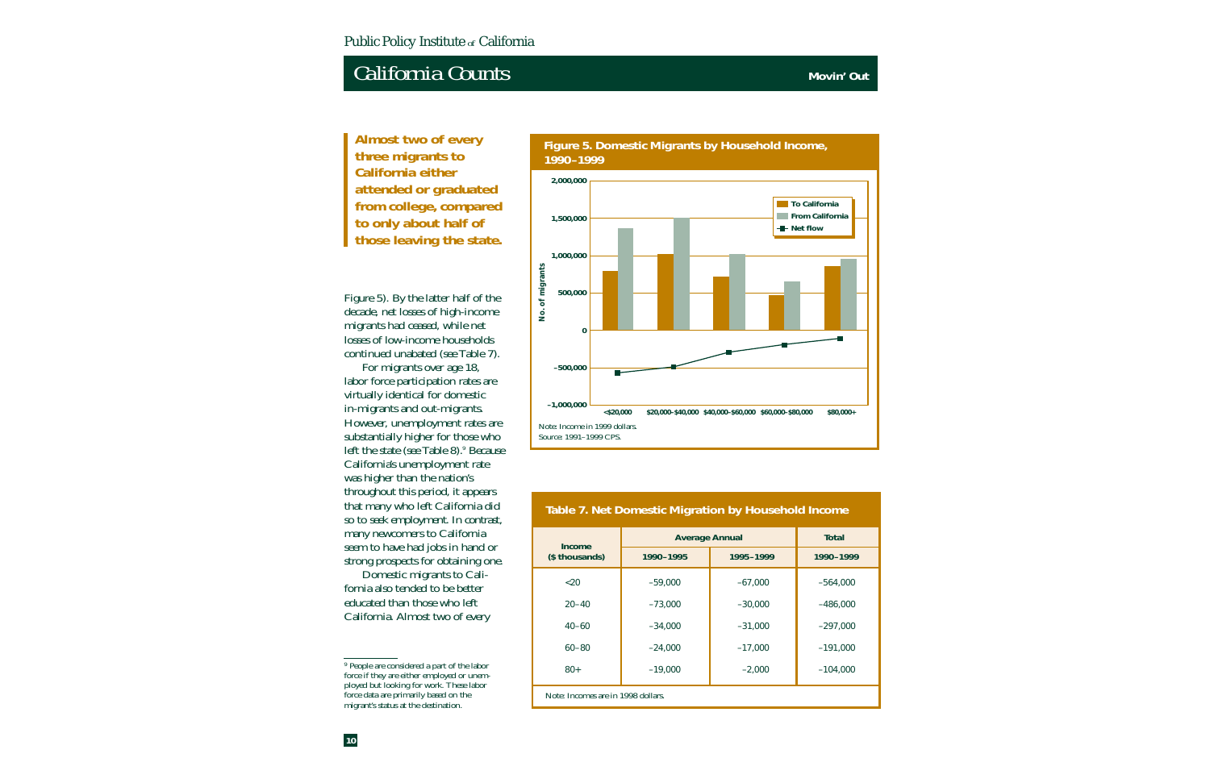**Almost two of every three migrants to California either attended or graduated from college, compared to only about half of those leaving the state.**

Figure 5). By the latter half of the decade, net losses of high-income migrants had ceased, while net losses of low-income households continued unabated (see Table 7).

For migrants over age 18, labor force participation rates are virtually identical for domestic in-migrants and out-migrants. However, unemployment rates are substantially higher for those who left the state (see Table 8).[9] Because California's unemployment rate was higher than the nation's throughout this period, it appears that many who left California did so to seek employment. In contrast, many newcomers to California seem to have had jobs in hand or strong prospects for obtaining one.

Domestic migrants to California also tended to be better educated than those who left California. Almost two of every

**Figure 5. Domestic Migrants by Household Income, 1990–1999**

| Household income | To California | From California | Net flow |
|---|---|---|---|
| <$20,000 | ~800,000 | ~1,370,000 | ~−570,000 |
| $20,000–$40,000 | ~1,020,000 | ~1,500,000 | ~−490,000 |
| $40,000–$60,000 | ~720,000 | ~1,020,000 | ~−300,000 |
| $60,000–$80,000 | ~470,000 | ~650,000 | ~−190,000 |
| $80,000+ | ~860,000 | ~960,000 | ~−100,000 |

Note: Income in 1999 dollars.
Source: 1991–1999 CPS.

**Table 7. Net Domestic Migration by Household Income**

| Income ($ thousands) | Average Annual 1990–1995 | Average Annual 1995–1999 | Total 1990–1999 |
|---|---|---|---|
| <20 | –59,000 | –67,000 | –564,000 |
| 20–40 | –73,000 | –30,000 | –486,000 |
| 40–60 | –34,000 | –31,000 | –297,000 |
| 60–80 | –24,000 | –17,000 | –191,000 |
| 80+ | –19,000 | –2,000 | –104,000 |

Note: Incomes are in 1998 dollars.

[9] People are considered a part of the labor force if they are either employed or unemployed but looking for work. These labor force data are primarily based on the migrant's status at the destination.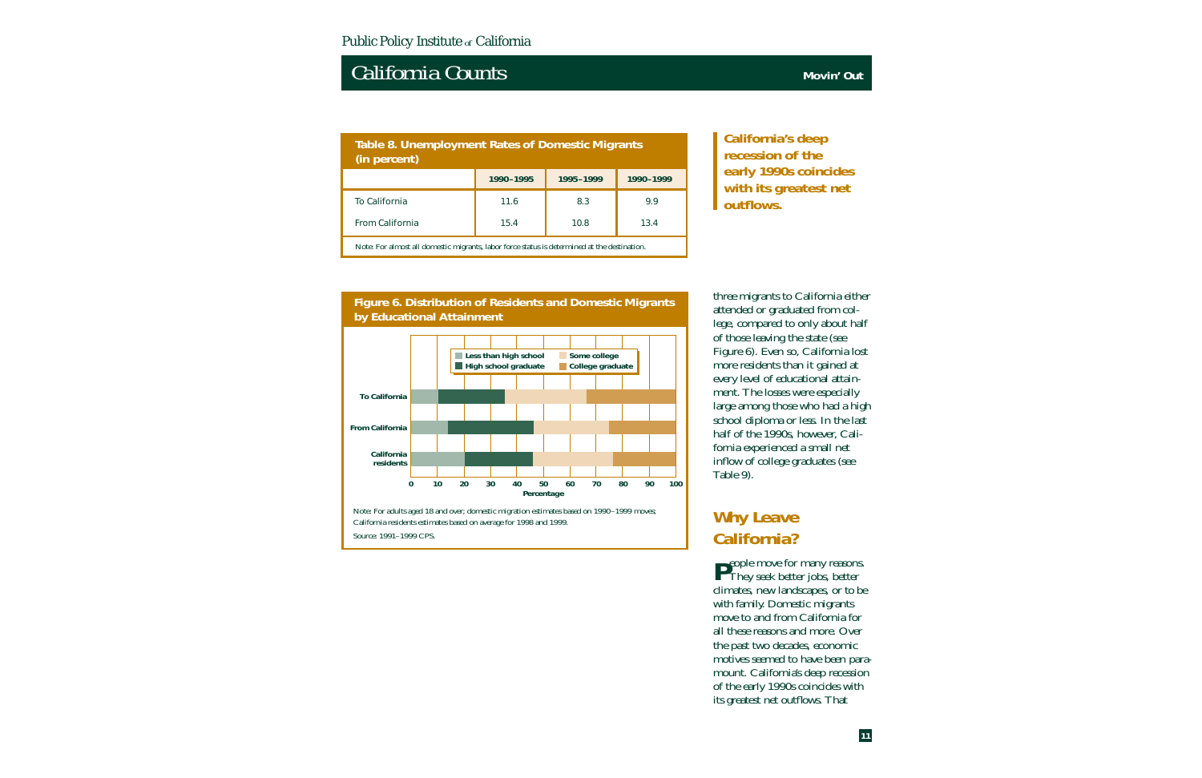**Table 8. Unemployment Rates of Domestic Migrants (in percent)**

| | 1990–1995 | 1995–1999 | 1990–1999 |
|---|---|---|---|
| To California | 11.6 | 8.3 | 9.9 |
| From California | 15.4 | 10.8 | 13.4 |

Note: For almost all domestic migrants, labor force status is determined at the destination.

**California's deep recession of the early 1990s coincides with its greatest net outflows.**

**Figure 6. Distribution of Residents and Domestic Migrants by Educational Attainment**

Note: For adults aged 18 and over; domestic migration estimates based on 1990–1999 moves; California residents estimates based on average for 1998 and 1999.

Source: 1991–1999 CPS.

three migrants to California either attended or graduated from college, compared to only about half of those leaving the state (see Figure 6). Even so, California lost more residents than it gained at every level of educational attainment. The losses were especially large among those who had a high school diploma or less. In the last half of the 1990s, however, California experienced a small net inflow of college graduates (see Table 9).

## Why Leave California?

People move for many reasons. They seek better jobs, better climates, new landscapes, or to be with family. Domestic migrants move to and from California for all these reasons and more. Over the past two decades, economic motives seemed to have been paramount. California's deep recession of the early 1990s coincides with its greatest net outflows. That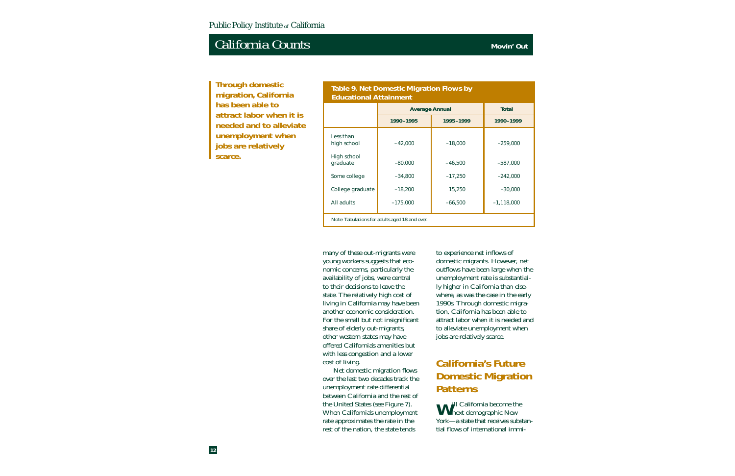**Through domestic migration, California has been able to attract labor when it is needed and to alleviate unemployment when jobs are relatively scarce.**

**Table 9. Net Domestic Migration Flows by Educational Attainment**

| | Average Annual | | Total |
|---|---|---|---|
| | 1990–1995 | 1995–1999 | 1990–1999 |
| Less than high school | –42,000 | –18,000 | –259,000 |
| High school graduate | –80,000 | –46,500 | –587,000 |
| Some college | –34,800 | –17,250 | –242,000 |
| College graduate | –18,200 | 15,250 | –30,000 |
| All adults | –175,000 | –66,500 | –1,118,000 |

Note: Tabulations for adults aged 18 and over.

many of these out-migrants were young workers suggests that economic concerns, particularly the availability of jobs, were central to their decisions to leave the state. The relatively high cost of living in California may have been another economic consideration. For the small but not insignificant share of elderly out-migrants, other western states may have offered California's amenities but with less congestion and a lower cost of living.

Net domestic migration flows over the last two decades track the unemployment rate differential between California and the rest of the United States (see Figure 7). When California's unemployment rate approximates the rate in the rest of the nation, the state tends to experience net inflows of domestic migrants. However, net outflows have been large when the unemployment rate is substantially higher in California than elsewhere, as was the case in the early 1990s. Through domestic migration, California has been able to attract labor when it is needed and to alleviate unemployment when jobs are relatively scarce.

## California's Future Domestic Migration Patterns

Will California become the next demographic New York—a state that receives substantial flows of international immi-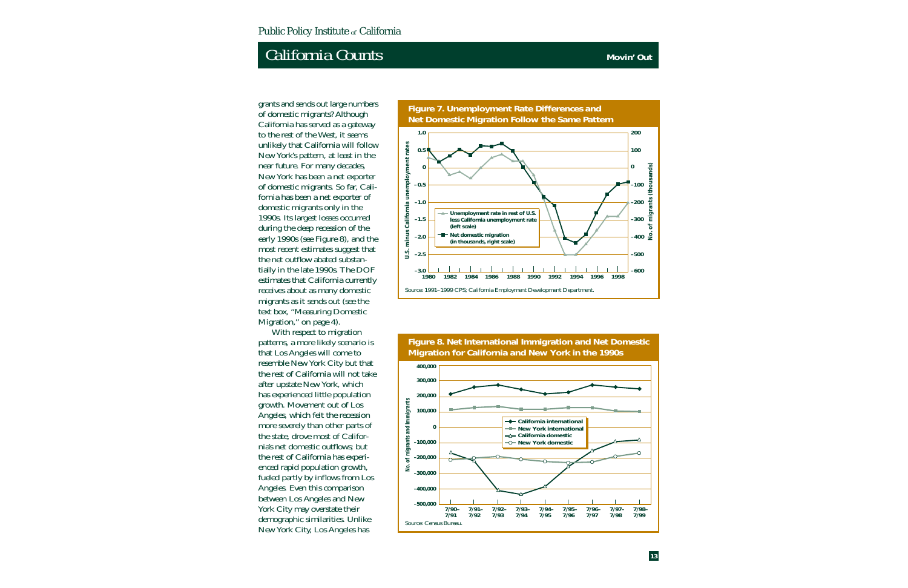grants and sends out large numbers of domestic migrants? Although California has served as a gateway to the rest of the West, it seems unlikely that California will follow New York's pattern, at least in the near future. For many decades, New York has been a net exporter of domestic migrants. So far, California has been a net exporter of domestic migrants only in the 1990s. Its largest losses occurred during the deep recession of the early 1990s (see Figure 8), and the most recent estimates suggest that the net outflow abated substantially in the late 1990s. The DOF estimates that California currently receives about as many domestic migrants as it sends out (see the text box, "Measuring Domestic Migration," on page 4).

With respect to migration patterns, a more likely scenario is that Los Angeles will come to resemble New York City but that the rest of California will not take after upstate New York, which has experienced little population growth. Movement out of Los Angeles, which felt the recession more severely than other parts of the state, drove most of California's net domestic outflows; but the rest of California has experienced rapid population growth, fueled partly by inflows from Los Angeles. Even this comparison between Los Angeles and New York City may overstate their demographic similarities. Unlike New York City, Los Angeles has

**Figure 7. Unemployment Rate Differences and Net Domestic Migration Follow the Same Pattern**

Source: 1991–1999 CPS; California Employment Development Department.

**Figure 8. Net International Immigration and Net Domestic Migration for California and New York in the 1990s**

Source: Census Bureau.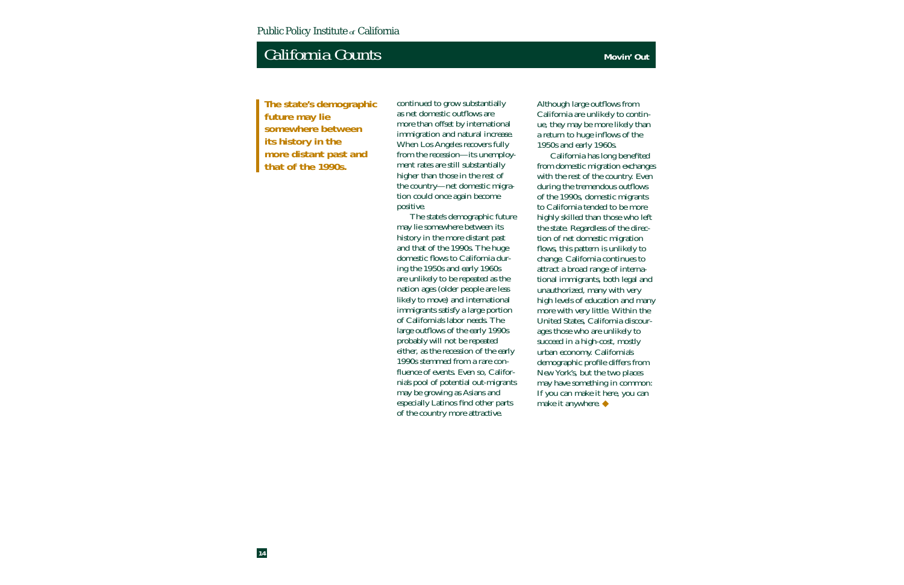**The state's demographic future may lie somewhere between its history in the more distant past and that of the 1990s.**

continued to grow substantially as net domestic outflows are more than offset by international immigration and natural increase. When Los Angeles recovers fully from the recession—its unemployment rates are still substantially higher than those in the rest of the country—net domestic migration could once again become positive.

The state's demographic future may lie somewhere between its history in the more distant past and that of the 1990s. The huge domestic flows to California during the 1950s and early 1960s are unlikely to be repeated as the nation ages (older people are less likely to move) and international immigrants satisfy a large portion of California's labor needs. The large outflows of the early 1990s probably will not be repeated either, as the recession of the early 1990s stemmed from a rare confluence of events. Even so, California's pool of potential out-migrants may be growing as Asians and especially Latinos find other parts of the country more attractive. Although large outflows from California are unlikely to continue, they may be more likely than a return to huge inflows of the 1950s and early 1960s.

California has long benefited from domestic migration exchanges with the rest of the country. Even during the tremendous outflows of the 1990s, domestic migrants to California tended to be more highly skilled than those who left the state. Regardless of the direction of net domestic migration flows, this pattern is unlikely to change. California continues to attract a broad range of international immigrants, both legal and unauthorized, many with very high levels of education and many more with very little. Within the United States, California discourages those who are unlikely to succeed in a high-cost, mostly urban economy. California's demographic profile differs from New York's, but the two places may have something in common: If you can make it here, you can make it anywhere. ◆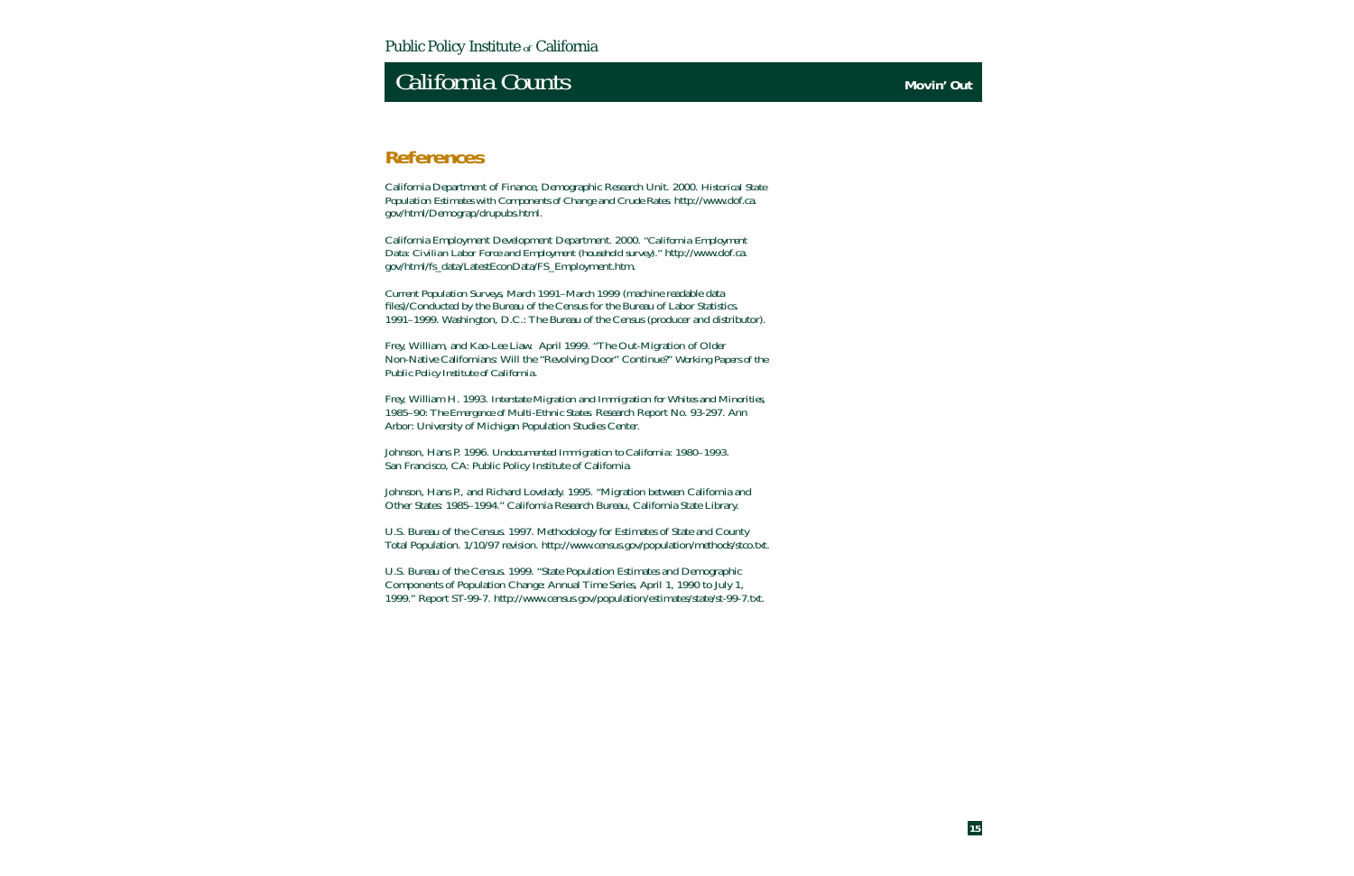## References

California Department of Finance, Demographic Research Unit. 2000. *Historical State Population Estimates with Components of Change and Crude Rates*. http://www.dof.ca.gov/html/Demograp/drupubs.html.

California Employment Development Department. 2000. "California Employment Data: Civilian Labor Force and Employment (household survey)." http://www.dof.ca.gov/html/fs_data/LatestEconData/FS_Employment.htm.

*Current Population Surveys, March 1991–March 1999* (machine readable data files)/Conducted by the Bureau of the Census for the Bureau of Labor Statistics. 1991–1999. Washington, D.C.: The Bureau of the Census (producer and distributor).

Frey, William, and Kao-Lee Liaw. April 1999. "The Out-Migration of Older Non-Native Californians: Will the "Revolving Door" Continue?" *Working Papers of the Public Policy Institute of California*.

Frey, William H. 1993. *Interstate Migration and Immigration for Whites and Minorities, 1985–90: The Emergence of Multi-Ethnic States*. Research Report No. 93-297. Ann Arbor: University of Michigan Population Studies Center.

Johnson, Hans P. 1996. *Undocumented Immigration to California: 1980–1993*. San Francisco, CA: Public Policy Institute of California.

Johnson, Hans P., and Richard Lovelady. 1995. "Migration between California and Other States: 1985–1994." California Research Bureau, California State Library.

U.S. Bureau of the Census. 1997. Methodology for Estimates of State and County Total Population. 1/10/97 revision. http://www.census.gov/population/methods/stco.txt.

U.S. Bureau of the Census. 1999. "State Population Estimates and Demographic Components of Population Change: Annual Time Series, April 1, 1990 to July 1, 1999." Report ST-99-7. http://www.census.gov/population/estimates/state/st-99-7.txt.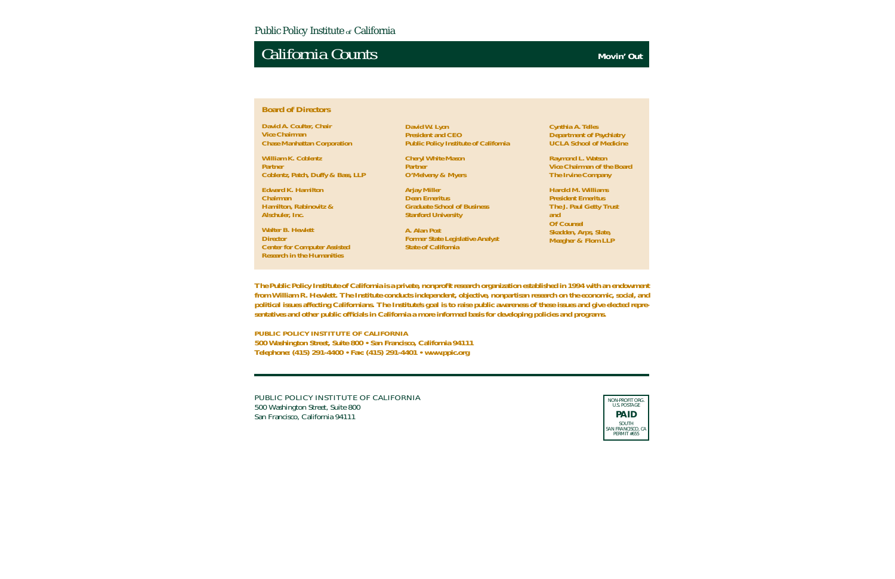## Board of Directors

**David A. Coulter, Chair**
Vice Chairman
Chase Manhattan Corporation

**William K. Coblentz**
Partner
Coblentz, Patch, Duffy & Bass, LLP

**Edward K. Hamilton**
Chairman
Hamilton, Rabinovitz &
Alschuler, Inc.

**Walter B. Hewlett**
Director
Center for Computer Assisted
Research in the Humanities

**David W. Lyon**
President and CEO
Public Policy Institute of California

**Cheryl White Mason**
Partner
O'Melveny & Myers

**Arjay Miller**
Dean Emeritus
Graduate School of Business
Stanford University

**A. Alan Post**
Former State Legislative Analyst
State of California

**Cynthia A. Telles**
Department of Psychiatry
UCLA School of Medicine

**Raymond L. Watson**
Vice Chairman of the Board
The Irvine Company

**Harold M. Williams**
President Emeritus
The J. Paul Getty Trust
and
Of Counsel
Skadden, Arps, Slate,
Meagher & Flom LLP

The Public Policy Institute of California is a private, nonprofit research organization established in 1994 with an endowment from William R. Hewlett. The Institute conducts independent, objective, nonpartisan research on the economic, social, and political issues affecting Californians. The Institute's goal is to raise public awareness of these issues and give elected representatives and other public officials in California a more informed basis for developing policies and programs.

PUBLIC POLICY INSTITUTE OF CALIFORNIA
500 Washington Street, Suite 800 • San Francisco, California 94111
Telephone: (415) 291-4400 • Fax: (415) 291-4401 • www.ppic.org

---

PUBLIC POLICY INSTITUTE OF CALIFORNIA
500 Washington Street, Suite 800
San Francisco, California 94111

NON-PROFIT ORG.
U.S. POSTAGE
**PAID**
SOUTH
SAN FRANCISCO, CA
PERMIT #655